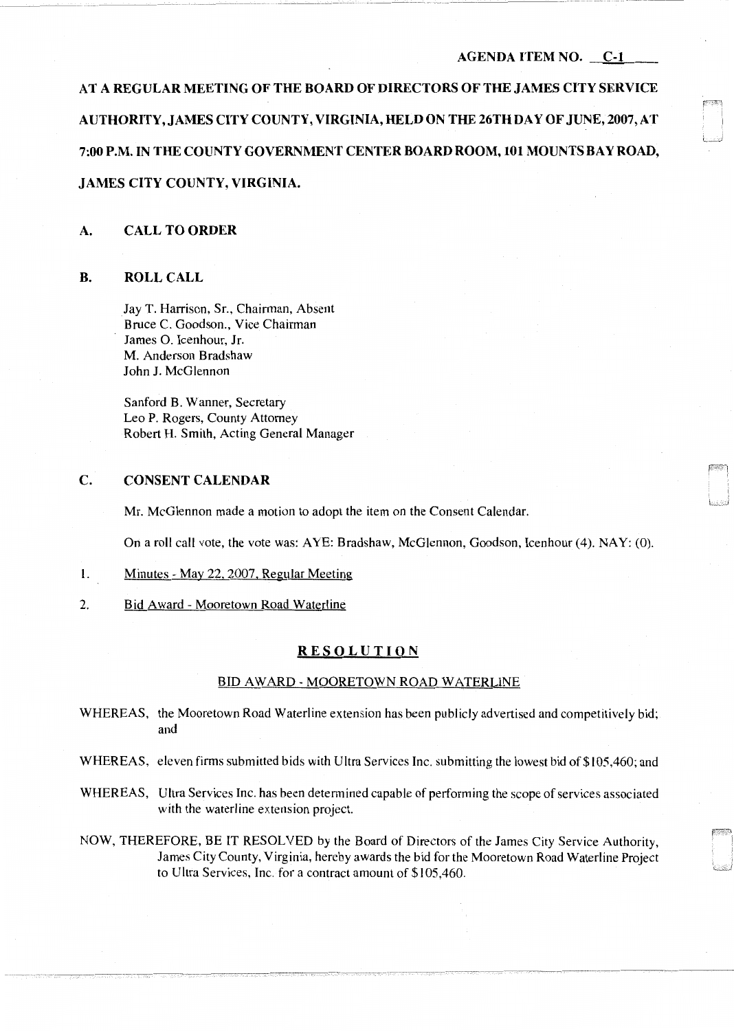AGENDA ITEM NO. C-1

**AT A REGULAR MEETING OF THE BOARD OF DIRECTORS OF THE JAMES CITY SERVICE AUTHORITY, JAMES CITY COUNTY, VIRGINIA, HELD ON THE 26TH DAY OF JUNE, 2007, AT 7:00 P.M. IN THE COUNTY GOVERNMENT CENTER BOARD ROOM, 101 MOUNTS BAY ROAD, JAMES CITY COUNTY, VIRGINIA.**

## A. CALL TO ORDER

## B. ROLL CALL

Jay T. Harrison, Sr., Chairman, Absent
Bruce C. Goodson., Vice Chairman
James O. Icenhour, Jr.
M. Anderson Bradshaw
John J. McGlennon

Sanford B. Wanner, Secretary
Leo P. Rogers, County Attorney
Robert H. Smith, Acting General Manager

## C. CONSENT CALENDAR

Mr. McGlennon made a motion to adopt the item on the Consent Calendar.

On a roll call vote, the vote was: AYE: Bradshaw, McGlennon, Goodson, Icenhour (4). NAY: (0).

1. Minutes - May 22, 2007, Regular Meeting
2. Bid Award - Mooretown Road Waterline

### RESOLUTION

#### BID AWARD - MOORETOWN ROAD WATERLINE

WHEREAS, the Mooretown Road Waterline extension has been publicly advertised and competitively bid; and

WHEREAS, eleven firms submitted bids with Ultra Services Inc. submitting the lowest bid of $105,460; and

WHEREAS, Ultra Services Inc. has been determined capable of performing the scope of services associated with the waterline extension project.

NOW, THEREFORE, BE IT RESOLVED by the Board of Directors of the James City Service Authority, James City County, Virginia, hereby awards the bid for the Mooretown Road Waterline Project to Ultra Services, Inc. for a contract amount of $105,460.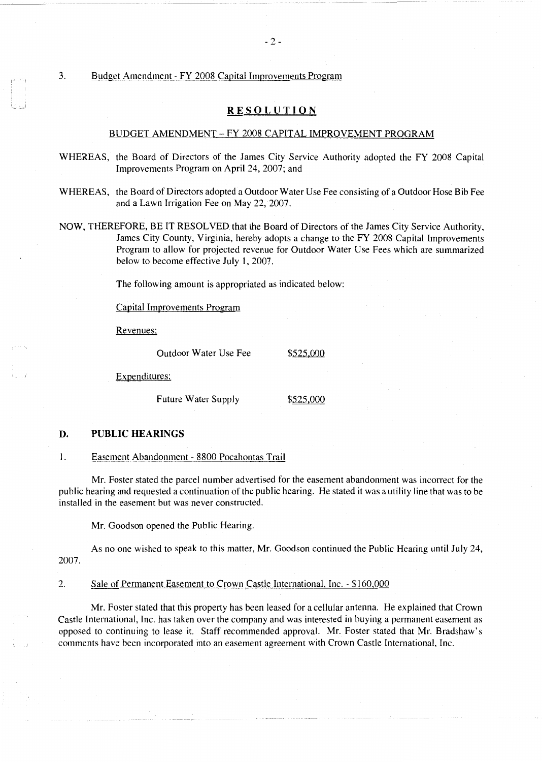3. Budget Amendment - FY 2008 Capital Improvements Program

## RESOLUTION

### BUDGET AMENDMENT – FY 2008 CAPITAL IMPROVEMENT PROGRAM

WHEREAS, the Board of Directors of the James City Service Authority adopted the FY 2008 Capital Improvements Program on April 24, 2007; and

WHEREAS, the Board of Directors adopted a Outdoor Water Use Fee consisting of a Outdoor Hose Bib Fee and a Lawn Irrigation Fee on May 22, 2007.

NOW, THEREFORE, BE IT RESOLVED that the Board of Directors of the James City Service Authority, James City County, Virginia, hereby adopts a change to the FY 2008 Capital Improvements Program to allow for projected revenue for Outdoor Water Use Fees which are summarized below to become effective July 1, 2007.

The following amount is appropriated as indicated below:

Capital Improvements Program

Revenues:

| Outdoor Water Use Fee | $525,000 |
|---|---|

Expenditures:

| Future Water Supply | $525,000 |
|---|---|

## D. PUBLIC HEARINGS

1. Easement Abandonment - 8800 Pocahontas Trail

Mr. Foster stated the parcel number advertised for the easement abandonment was incorrect for the public hearing and requested a continuation of the public hearing. He stated it was a utility line that was to be installed in the easement but was never constructed.

Mr. Goodson opened the Public Hearing.

As no one wished to speak to this matter, Mr. Goodson continued the Public Hearing until July 24, 2007.

2. Sale of Permanent Easement to Crown Castle International, Inc. - $160,000

Mr. Foster stated that this property has been leased for a cellular antenna. He explained that Crown Castle International, Inc. has taken over the company and was interested in buying a permanent easement as opposed to continuing to lease it. Staff recommended approval. Mr. Foster stated that Mr. Bradshaw's comments have been incorporated into an easement agreement with Crown Castle International, Inc.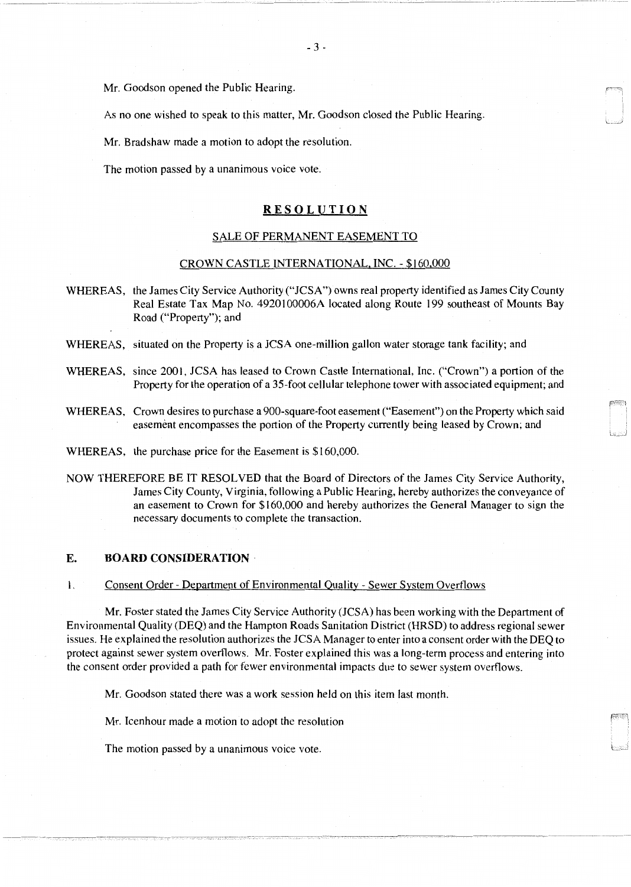Mr. Goodson opened the Public Hearing.

As no one wished to speak to this matter, Mr. Goodson closed the Public Hearing.

Mr. Bradshaw made a motion to adopt the resolution.

The motion passed by a unanimous voice vote.

**RESOLUTION**

SALE OF PERMANENT EASEMENT TO

CROWN CASTLE INTERNATIONAL, INC. - $160,000

WHEREAS, the James City Service Authority ("JCSA") owns real property identified as James City County Real Estate Tax Map No. 4920100006A located along Route 199 southeast of Mounts Bay Road ("Property"); and

WHEREAS, situated on the Property is a JCSA one-million gallon water storage tank facility; and

WHEREAS, since 2001, JCSA has leased to Crown Castle International, Inc. ("Crown") a portion of the Property for the operation of a 35-foot cellular telephone tower with associated equipment; and

WHEREAS, Crown desires to purchase a 900-square-foot easement ("Easement") on the Property which said easement encompasses the portion of the Property currently being leased by Crown; and

WHEREAS, the purchase price for the Easement is $160,000.

NOW THEREFORE BE IT RESOLVED that the Board of Directors of the James City Service Authority, James City County, Virginia, following a Public Hearing, hereby authorizes the conveyance of an easement to Crown for $160,000 and hereby authorizes the General Manager to sign the necessary documents to complete the transaction.

## E. BOARD CONSIDERATION

1. Consent Order - Department of Environmental Quality - Sewer System Overflows

Mr. Foster stated the James City Service Authority (JCSA) has been working with the Department of Environmental Quality (DEQ) and the Hampton Roads Sanitation District (HRSD) to address regional sewer issues. He explained the resolution authorizes the JCSA Manager to enter into a consent order with the DEQ to protect against sewer system overflows. Mr. Foster explained this was a long-term process and entering into the consent order provided a path for fewer environmental impacts due to sewer system overflows.

Mr. Goodson stated there was a work session held on this item last month.

Mr. Icenhour made a motion to adopt the resolution

The motion passed by a unanimous voice vote.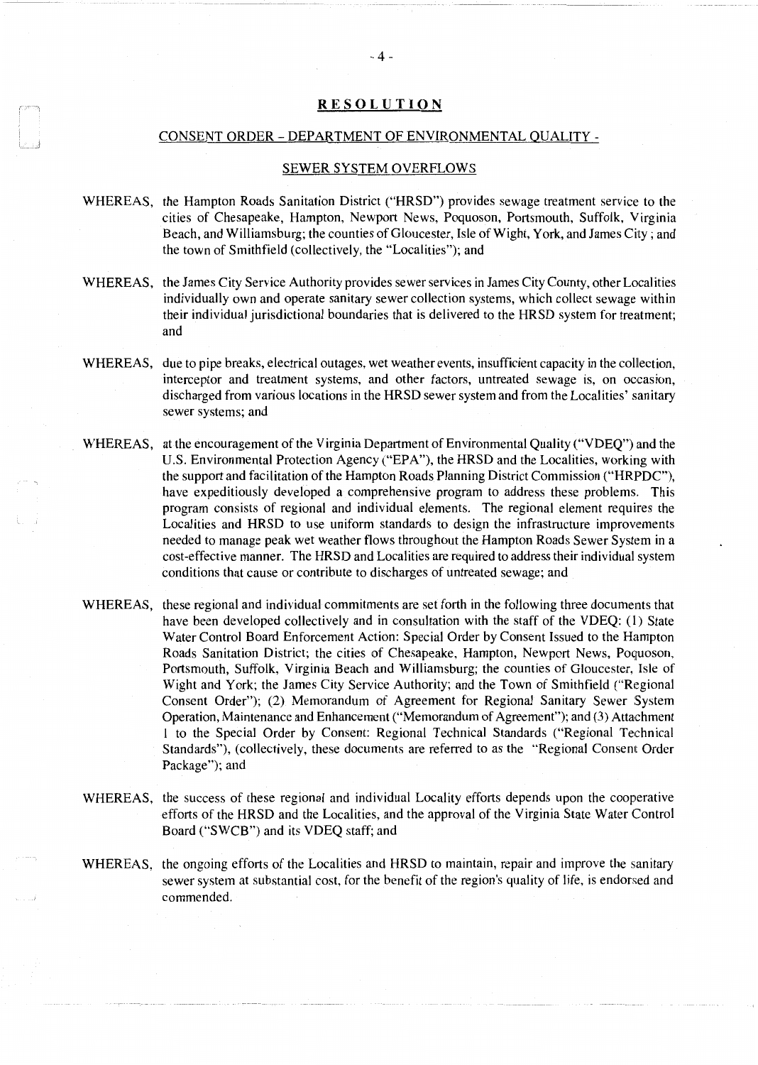## RESOLUTION

### CONSENT ORDER - DEPARTMENT OF ENVIRONMENTAL QUALITY -

### SEWER SYSTEM OVERFLOWS

WHEREAS, the Hampton Roads Sanitation District ("HRSD") provides sewage treatment service to the cities of Chesapeake, Hampton, Newport News, Poquoson, Portsmouth, Suffolk, Virginia Beach, and Williamsburg; the counties of Gloucester, Isle of Wight, York, and James City ; and the town of Smithfield (collectively, the "Localities"); and

WHEREAS, the James City Service Authority provides sewer services in James City County, other Localities individually own and operate sanitary sewer collection systems, which collect sewage within their individual jurisdictional boundaries that is delivered to the HRSD system for treatment; and

WHEREAS, due to pipe breaks, electrical outages, wet weather events, insufficient capacity in the collection, interceptor and treatment systems, and other factors, untreated sewage is, on occasion, discharged from various locations in the HRSD sewer system and from the Localities' sanitary sewer systems; and

WHEREAS, at the encouragement of the Virginia Department of Environmental Quality ("VDEQ") and the U.S. Environmental Protection Agency ("EPA"), the HRSD and the Localities, working with the support and facilitation of the Hampton Roads Planning District Commission ("HRPDC"), have expeditiously developed a comprehensive program to address these problems. This program consists of regional and individual elements. The regional element requires the Localities and HRSD to use uniform standards to design the infrastructure improvements needed to manage peak wet weather flows throughout the Hampton Roads Sewer System in a cost-effective manner. The HRSD and Localities are required to address their individual system conditions that cause or contribute to discharges of untreated sewage; and

WHEREAS, these regional and individual commitments are set forth in the following three documents that have been developed collectively and in consultation with the staff of the VDEQ: (1) State Water Control Board Enforcement Action: Special Order by Consent Issued to the Hampton Roads Sanitation District; the cities of Chesapeake, Hampton, Newport News, Poquoson, Portsmouth, Suffolk, Virginia Beach and Williamsburg; the counties of Gloucester, Isle of Wight and York; the James City Service Authority; and the Town of Smithfield ("Regional Consent Order"); (2) Memorandum of Agreement for Regional Sanitary Sewer System Operation, Maintenance and Enhancement ("Memorandum of Agreement"); and (3) Attachment 1 to the Special Order by Consent: Regional Technical Standards ("Regional Technical Standards"), (collectively, these documents are referred to as the "Regional Consent Order Package"); and

WHEREAS, the success of these regional and individual Locality efforts depends upon the cooperative efforts of the HRSD and the Localities, and the approval of the Virginia State Water Control Board ("SWCB") and its VDEQ staff; and

WHEREAS, the ongoing efforts of the Localities and HRSD to maintain, repair and improve the sanitary sewer system at substantial cost, for the benefit of the region's quality of life, is endorsed and commended.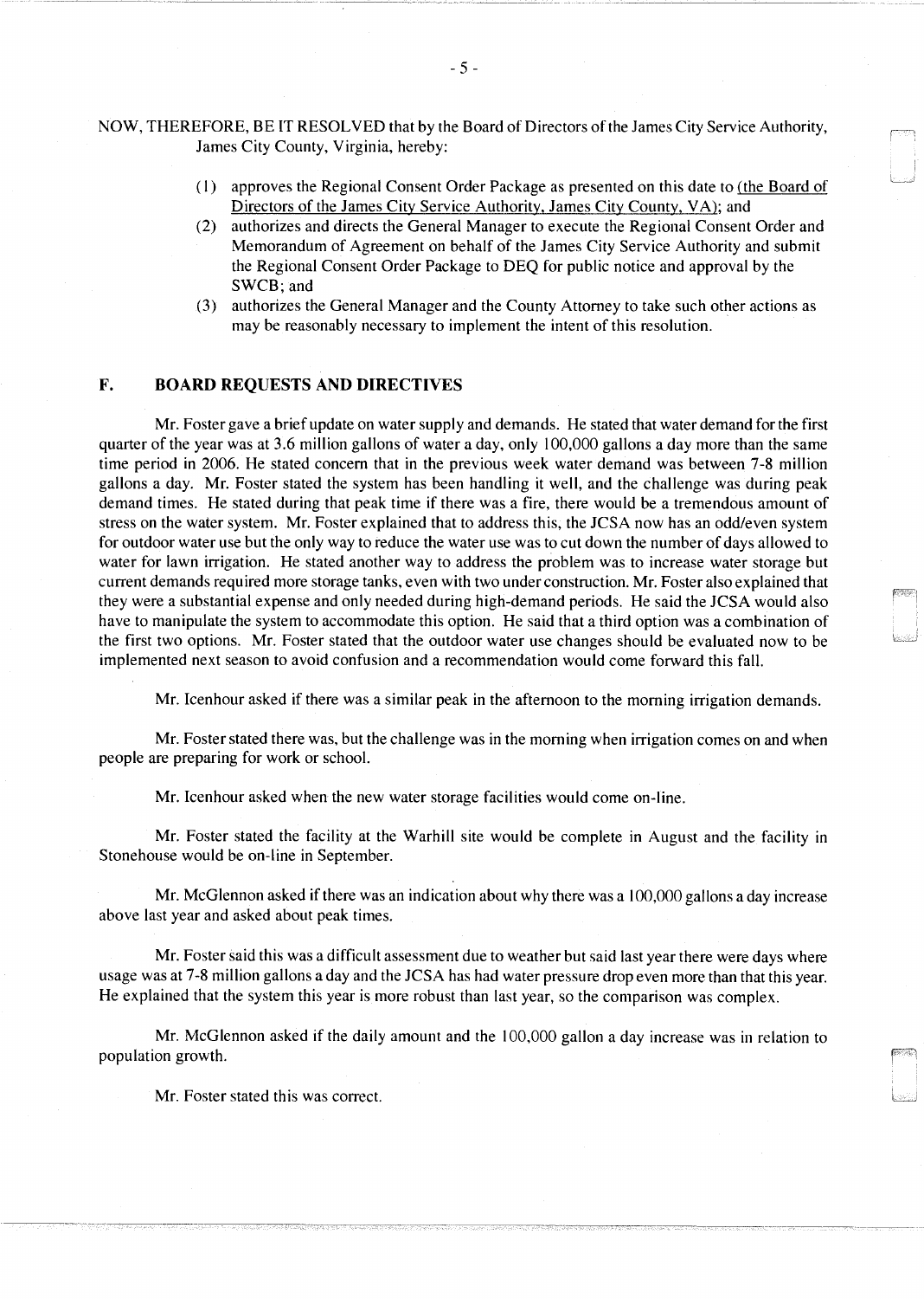NOW, THEREFORE, BE IT RESOLVED that by the Board of Directors of the James City Service Authority, James City County, Virginia, hereby:

(1) approves the Regional Consent Order Package as presented on this date to (the Board of Directors of the James City Service Authority, James City County, VA); and
(2) authorizes and directs the General Manager to execute the Regional Consent Order and Memorandum of Agreement on behalf of the James City Service Authority and submit the Regional Consent Order Package to DEQ for public notice and approval by the SWCB; and
(3) authorizes the General Manager and the County Attorney to take such other actions as may be reasonably necessary to implement the intent of this resolution.

## F. BOARD REQUESTS AND DIRECTIVES

Mr. Foster gave a brief update on water supply and demands. He stated that water demand for the first quarter of the year was at 3.6 million gallons of water a day, only 100,000 gallons a day more than the same time period in 2006. He stated concern that in the previous week water demand was between 7-8 million gallons a day. Mr. Foster stated the system has been handling it well, and the challenge was during peak demand times. He stated during that peak time if there was a fire, there would be a tremendous amount of stress on the water system. Mr. Foster explained that to address this, the JCSA now has an odd/even system for outdoor water use but the only way to reduce the water use was to cut down the number of days allowed to water for lawn irrigation. He stated another way to address the problem was to increase water storage but current demands required more storage tanks, even with two under construction. Mr. Foster also explained that they were a substantial expense and only needed during high-demand periods. He said the JCSA would also have to manipulate the system to accommodate this option. He said that a third option was a combination of the first two options. Mr. Foster stated that the outdoor water use changes should be evaluated now to be implemented next season to avoid confusion and a recommendation would come forward this fall.

Mr. Icenhour asked if there was a similar peak in the afternoon to the morning irrigation demands.

Mr. Foster stated there was, but the challenge was in the morning when irrigation comes on and when people are preparing for work or school.

Mr. Icenhour asked when the new water storage facilities would come on-line.

Mr. Foster stated the facility at the Warhill site would be complete in August and the facility in Stonehouse would be on-line in September.

Mr. McGlennon asked if there was an indication about why there was a 100,000 gallons a day increase above last year and asked about peak times.

Mr. Foster said this was a difficult assessment due to weather but said last year there were days where usage was at 7-8 million gallons a day and the JCSA has had water pressure drop even more than that this year. He explained that the system this year is more robust than last year, so the comparison was complex.

Mr. McGlennon asked if the daily amount and the 100,000 gallon a day increase was in relation to population growth.

Mr. Foster stated this was correct.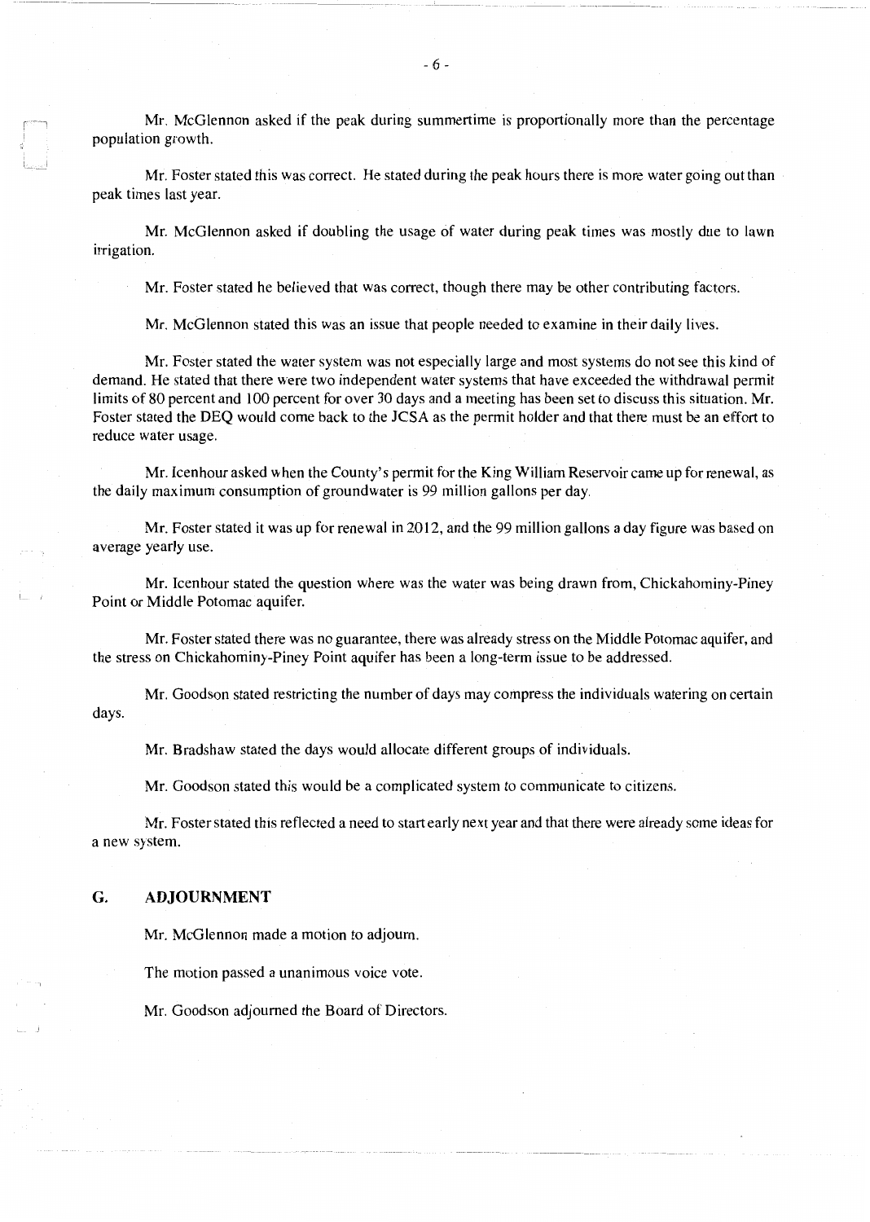Mr. McGlennon asked if the peak during summertime is proportionally more than the percentage population growth.

Mr. Foster stated this was correct. He stated during the peak hours there is more water going out than peak times last year.

Mr. McGlennon asked if doubling the usage of water during peak times was mostly due to lawn irrigation.

Mr. Foster stated he believed that was correct, though there may be other contributing factors.

Mr. McGlennon stated this was an issue that people needed to examine in their daily lives.

Mr. Foster stated the water system was not especially large and most systems do not see this kind of demand. He stated that there were two independent water systems that have exceeded the withdrawal permit limits of 80 percent and 100 percent for over 30 days and a meeting has been set to discuss this situation. Mr. Foster stated the DEQ would come back to the JCSA as the permit holder and that there must be an effort to reduce water usage.

Mr. Icenhour asked when the County's permit for the King William Reservoir came up for renewal, as the daily maximum consumption of groundwater is 99 million gallons per day.

Mr. Foster stated it was up for renewal in 2012, and the 99 million gallons a day figure was based on average yearly use.

Mr. Icenhour stated the question where was the water was being drawn from, Chickahominy-Piney Point or Middle Potomac aquifer.

Mr. Foster stated there was no guarantee, there was already stress on the Middle Potomac aquifer, and the stress on Chickahominy-Piney Point aquifer has been a long-term issue to be addressed.

Mr. Goodson stated restricting the number of days may compress the individuals watering on certain days.

Mr. Bradshaw stated the days would allocate different groups of individuals.

Mr. Goodson stated this would be a complicated system to communicate to citizens.

Mr. Foster stated this reflected a need to start early next year and that there were already some ideas for a new system.

## G. ADJOURNMENT

Mr. McGlennon made a motion to adjourn.

The motion passed a unanimous voice vote.

Mr. Goodson adjourned the Board of Directors.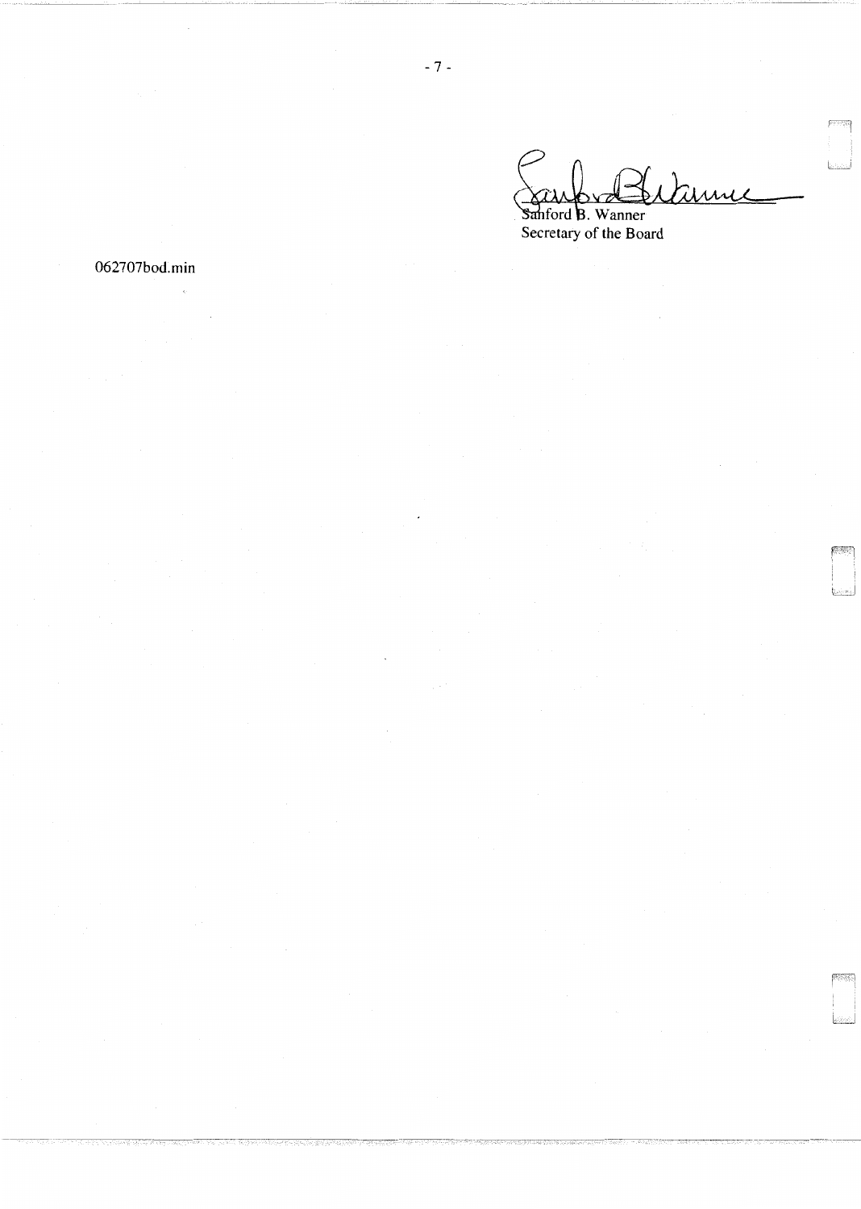Sanford B. Wanner
Secretary of the Board

062707bod.min